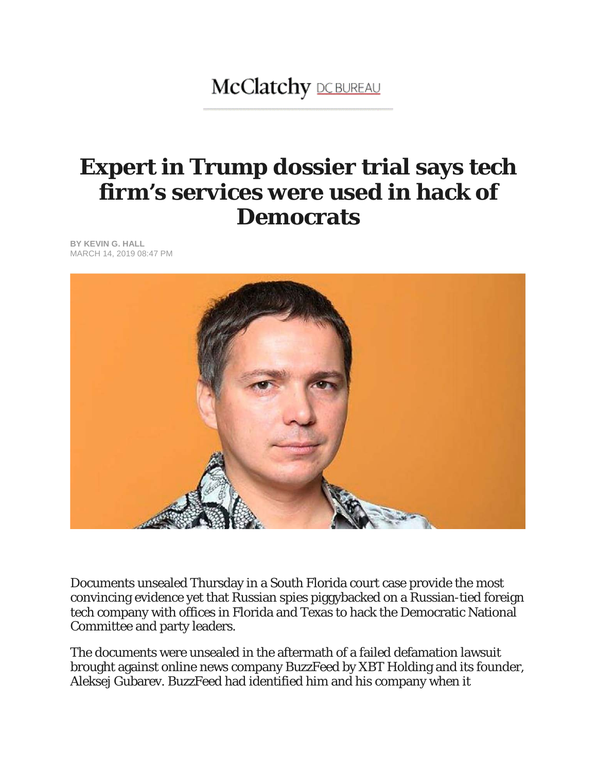McClatchy DC BUREAU

# Expert in Trump dossier trial says tech firm's services were used in hack of Democrats

BY KEVIN G. HALL
MARCH 14, 2019 08:47 PM

Documents unsealed Thursday in a South Florida court case provide the most convincing evidence yet that Russian spies piggybacked on a Russian-tied foreign tech company with offices in Florida and Texas to hack the Democratic National Committee and party leaders.

The documents were unsealed in the aftermath of a failed defamation lawsuit brought against online news company BuzzFeed by XBT Holding and its founder, Aleksej Gubarev. BuzzFeed had identified him and his company when it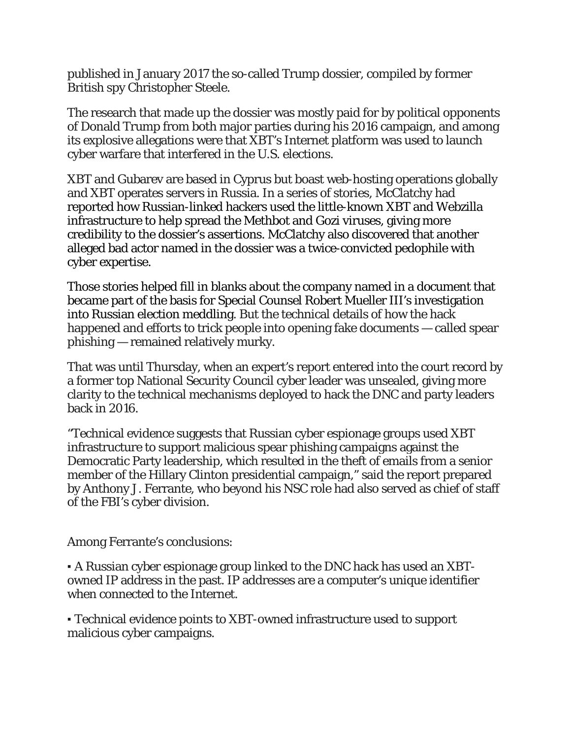published in January 2017 the so-called Trump dossier, compiled by former British spy Christopher Steele.

The research that made up the dossier was mostly paid for by political opponents of Donald Trump from both major parties during his 2016 campaign, and among its explosive allegations were that XBT's Internet platform was used to launch cyber warfare that interfered in the U.S. elections.

XBT and Gubarev are based in Cyprus but boast web-hosting operations globally and XBT operates servers in Russia. In a series of stories, McClatchy had reported how Russian-linked hackers used the little-known XBT and Webzilla infrastructure to help spread the Methbot and Gozi viruses, giving more credibility to the dossier's assertions. McClatchy also discovered that another alleged bad actor named in the dossier was a twice-convicted pedophile with cyber expertise.

Those stories helped fill in blanks about the company named in a document that became part of the basis for Special Counsel Robert Mueller III's investigation into Russian election meddling. But the technical details of how the hack happened and efforts to trick people into opening fake documents — called spear phishing — remained relatively murky.

That was until Thursday, when an expert's report entered into the court record by a former top National Security Council cyber leader was unsealed, giving more clarity to the technical mechanisms deployed to hack the DNC and party leaders back in 2016.

"Technical evidence suggests that Russian cyber espionage groups used XBT infrastructure to support malicious spear phishing campaigns against the Democratic Party leadership, which resulted in the theft of emails from a senior member of the Hillary Clinton presidential campaign," said the report prepared by Anthony J. Ferrante, who beyond his NSC role had also served as chief of staff of the FBI's cyber division.

Among Ferrante's conclusions:

- A Russian cyber espionage group linked to the DNC hack has used an XBT-owned IP address in the past. IP addresses are a computer's unique identifier when connected to the Internet.
- Technical evidence points to XBT-owned infrastructure used to support malicious cyber campaigns.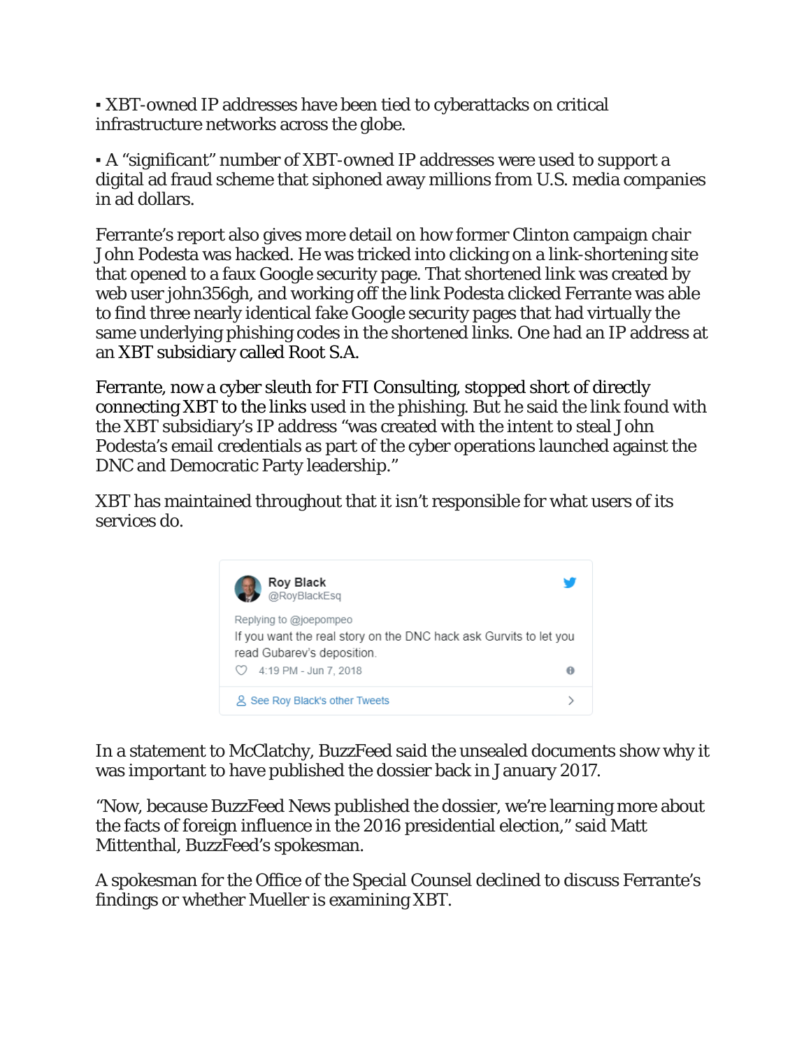▪ XBT-owned IP addresses have been tied to cyberattacks on critical infrastructure networks across the globe.

▪ A "significant" number of XBT-owned IP addresses were used to support a digital ad fraud scheme that siphoned away millions from U.S. media companies in ad dollars.

Ferrante's report also gives more detail on how former Clinton campaign chair John Podesta was hacked. He was tricked into clicking on a link-shortening site that opened to a faux Google security page. That shortened link was created by web user john356gh, and working off the link Podesta clicked Ferrante was able to find three nearly identical fake Google security pages that had virtually the same underlying phishing codes in the shortened links. One had an IP address at an XBT subsidiary called Root S.A.

Ferrante, now a cyber sleuth for FTI Consulting, stopped short of directly connecting XBT to the links used in the phishing. But he said the link found with the XBT subsidiary's IP address "was created with the intent to steal John Podesta's email credentials as part of the cyber operations launched against the DNC and Democratic Party leadership."

XBT has maintained throughout that it isn't responsible for what users of its services do.

Roy Black
@RoyBlackEsq

Replying to @joepompeo

If you want the real story on the DNC hack ask Gurvits to let you read Gubarev's deposition.

4:19 PM - Jun 7, 2018

See Roy Black's other Tweets

In a statement to McClatchy, BuzzFeed said the unsealed documents show why it was important to have published the dossier back in January 2017.

"Now, because BuzzFeed News published the dossier, we're learning more about the facts of foreign influence in the 2016 presidential election," said Matt Mittenthal, BuzzFeed's spokesman.

A spokesman for the Office of the Special Counsel declined to discuss Ferrante's findings or whether Mueller is examining XBT.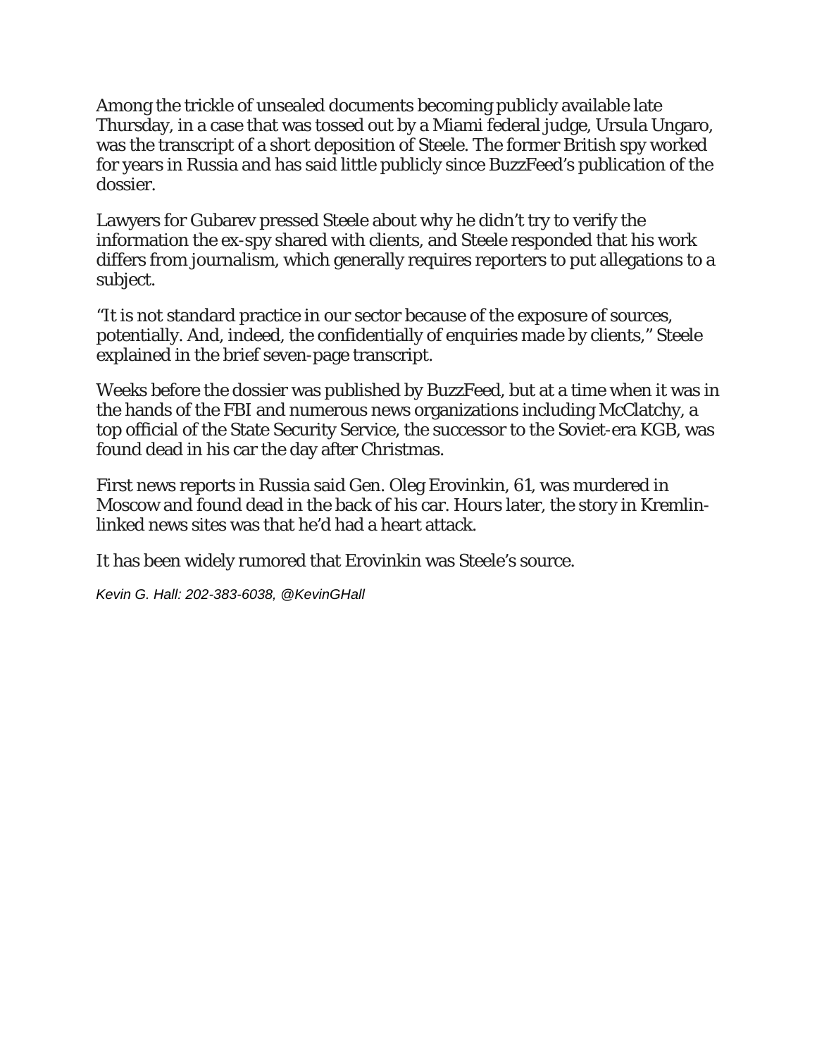Among the trickle of unsealed documents becoming publicly available late Thursday, in a case that was tossed out by a Miami federal judge, Ursula Ungaro, was the transcript of a short deposition of Steele. The former British spy worked for years in Russia and has said little publicly since BuzzFeed's publication of the dossier.

Lawyers for Gubarev pressed Steele about why he didn't try to verify the information the ex-spy shared with clients, and Steele responded that his work differs from journalism, which generally requires reporters to put allegations to a subject.

"It is not standard practice in our sector because of the exposure of sources, potentially. And, indeed, the confidentially of enquiries made by clients," Steele explained in the brief seven-page transcript.

Weeks before the dossier was published by BuzzFeed, but at a time when it was in the hands of the FBI and numerous news organizations including McClatchy, a top official of the State Security Service, the successor to the Soviet-era KGB, was found dead in his car the day after Christmas.

First news reports in Russia said Gen. Oleg Erovinkin, 61, was murdered in Moscow and found dead in the back of his car. Hours later, the story in Kremlin-linked news sites was that he'd had a heart attack.

It has been widely rumored that Erovinkin was Steele's source.

*Kevin G. Hall: 202-383-6038, @KevinGHall*